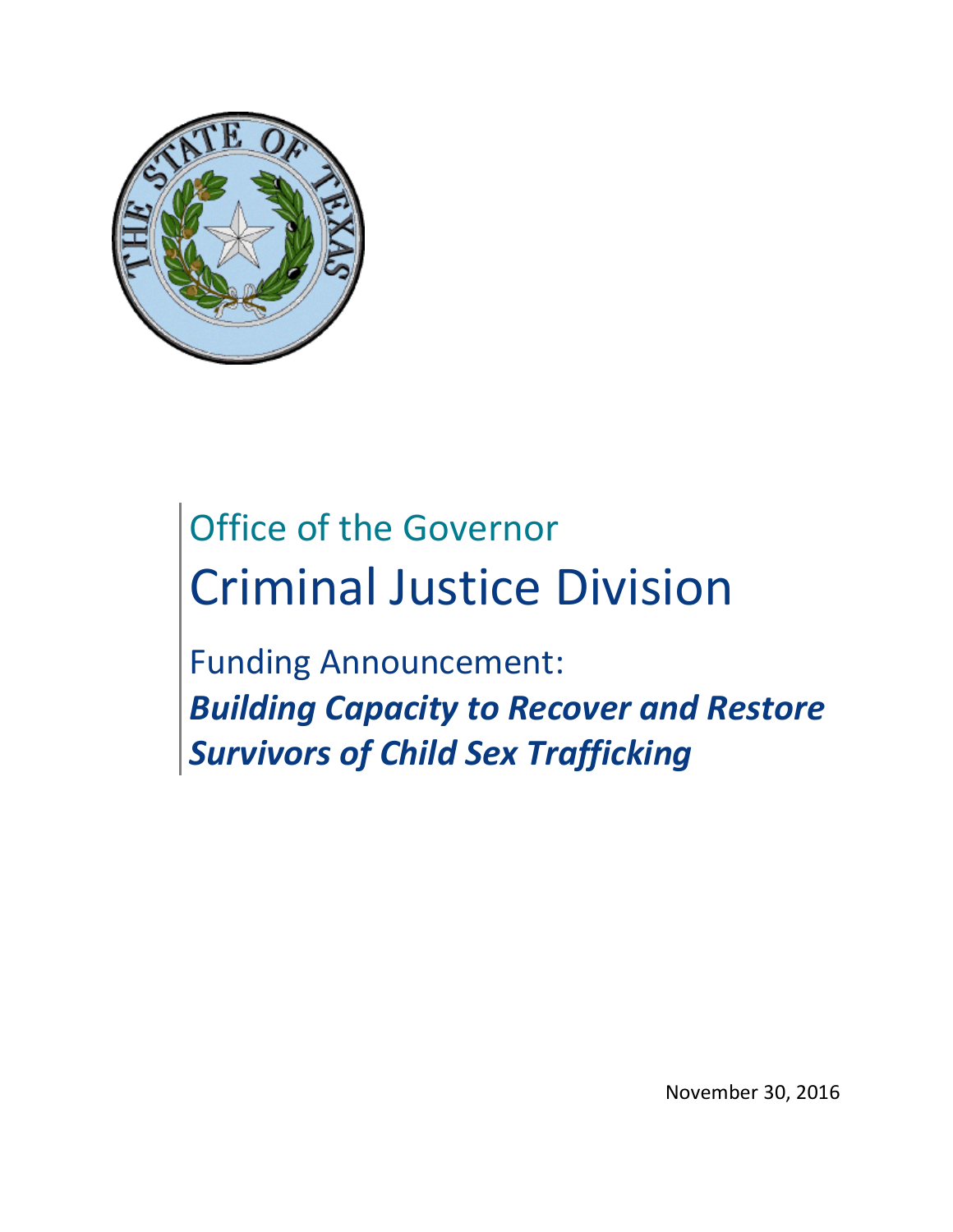Office of the Governor

# Criminal Justice Division

Funding Announcement:

***Building Capacity to Recover and Restore Survivors of Child Sex Trafficking***

November 30, 2016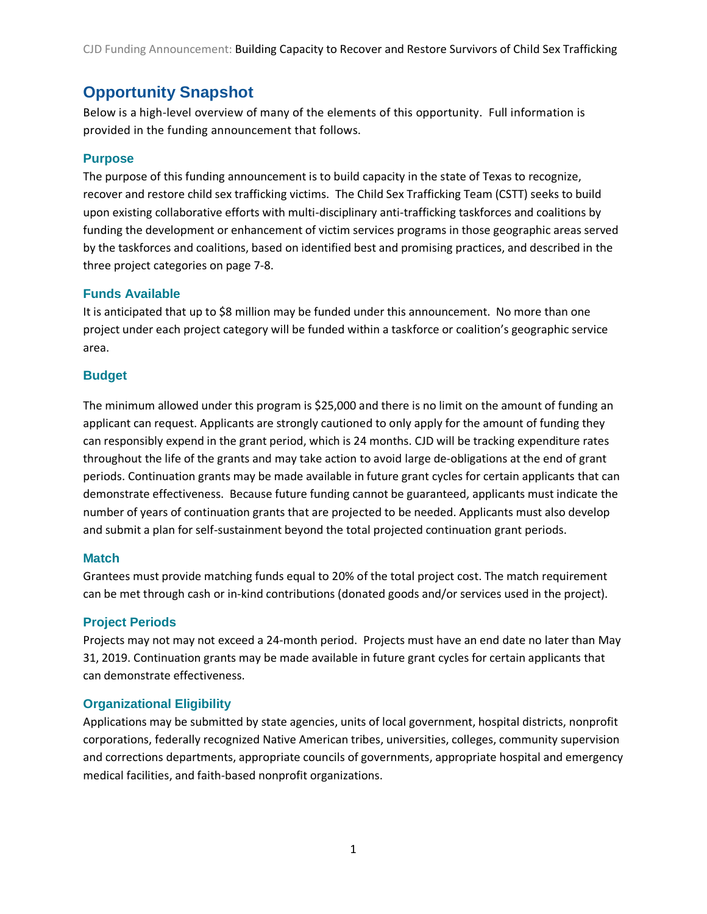# Opportunity Snapshot

Below is a high-level overview of many of the elements of this opportunity. Full information is provided in the funding announcement that follows.

## Purpose

The purpose of this funding announcement is to build capacity in the state of Texas to recognize, recover and restore child sex trafficking victims. The Child Sex Trafficking Team (CSTT) seeks to build upon existing collaborative efforts with multi-disciplinary anti-trafficking taskforces and coalitions by funding the development or enhancement of victim services programs in those geographic areas served by the taskforces and coalitions, based on identified best and promising practices, and described in the three project categories on page 7-8.

## Funds Available

It is anticipated that up to $8 million may be funded under this announcement. No more than one project under each project category will be funded within a taskforce or coalition's geographic service area.

## Budget

The minimum allowed under this program is $25,000 and there is no limit on the amount of funding an applicant can request. Applicants are strongly cautioned to only apply for the amount of funding they can responsibly expend in the grant period, which is 24 months. CJD will be tracking expenditure rates throughout the life of the grants and may take action to avoid large de-obligations at the end of grant periods. Continuation grants may be made available in future grant cycles for certain applicants that can demonstrate effectiveness. Because future funding cannot be guaranteed, applicants must indicate the number of years of continuation grants that are projected to be needed. Applicants must also develop and submit a plan for self-sustainment beyond the total projected continuation grant periods.

## Match

Grantees must provide matching funds equal to 20% of the total project cost. The match requirement can be met through cash or in-kind contributions (donated goods and/or services used in the project).

## Project Periods

Projects may not may not exceed a 24-month period. Projects must have an end date no later than May 31, 2019. Continuation grants may be made available in future grant cycles for certain applicants that can demonstrate effectiveness.

## Organizational Eligibility

Applications may be submitted by state agencies, units of local government, hospital districts, nonprofit corporations, federally recognized Native American tribes, universities, colleges, community supervision and corrections departments, appropriate councils of governments, appropriate hospital and emergency medical facilities, and faith-based nonprofit organizations.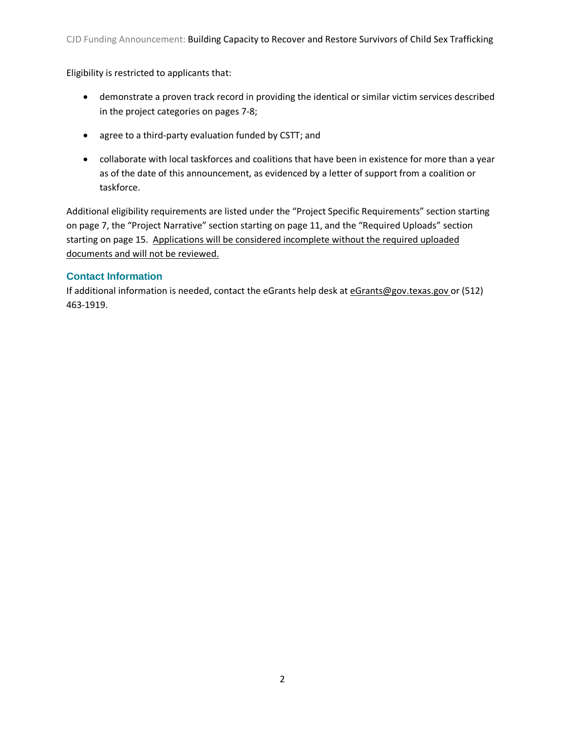Eligibility is restricted to applicants that:

- demonstrate a proven track record in providing the identical or similar victim services described in the project categories on pages 7-8;
- agree to a third-party evaluation funded by CSTT; and
- collaborate with local taskforces and coalitions that have been in existence for more than a year as of the date of this announcement, as evidenced by a letter of support from a coalition or taskforce.

Additional eligibility requirements are listed under the "Project Specific Requirements" section starting on page 7, the "Project Narrative" section starting on page 11, and the "Required Uploads" section starting on page 15. Applications will be considered incomplete without the required uploaded documents and will not be reviewed.

## Contact Information

If additional information is needed, contact the eGrants help desk at eGrants@gov.texas.gov or (512) 463-1919.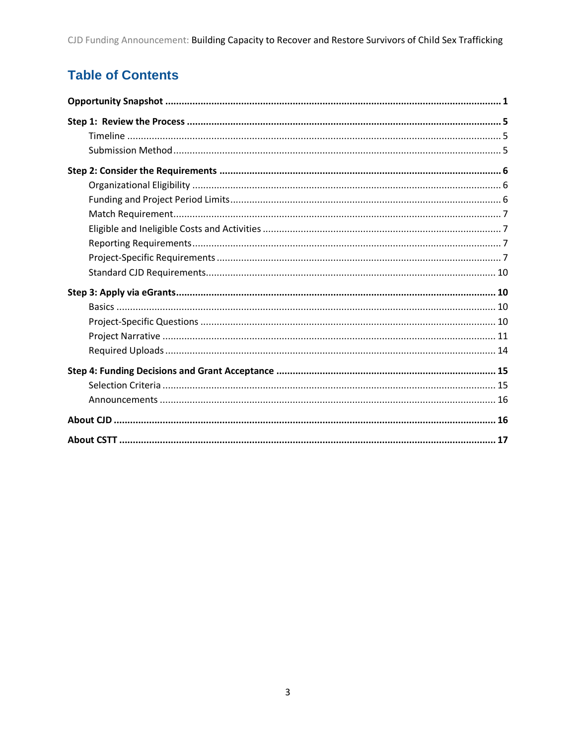# Table of Contents

**Opportunity Snapshot** ..... **1**

**Step 1: Review the Process** ..... **5**

- Timeline ..... 5
- Submission Method ..... 5

**Step 2: Consider the Requirements** ..... **6**

- Organizational Eligibility ..... 6
- Funding and Project Period Limits ..... 6
- Match Requirement ..... 7
- Eligible and Ineligible Costs and Activities ..... 7
- Reporting Requirements ..... 7
- Project-Specific Requirements ..... 7
- Standard CJD Requirements ..... 10

**Step 3: Apply via eGrants** ..... **10**

- Basics ..... 10
- Project-Specific Questions ..... 10
- Project Narrative ..... 11
- Required Uploads ..... 14

**Step 4: Funding Decisions and Grant Acceptance** ..... **15**

- Selection Criteria ..... 15
- Announcements ..... 16

**About CJD** ..... **16**

**About CSTT** ..... **17**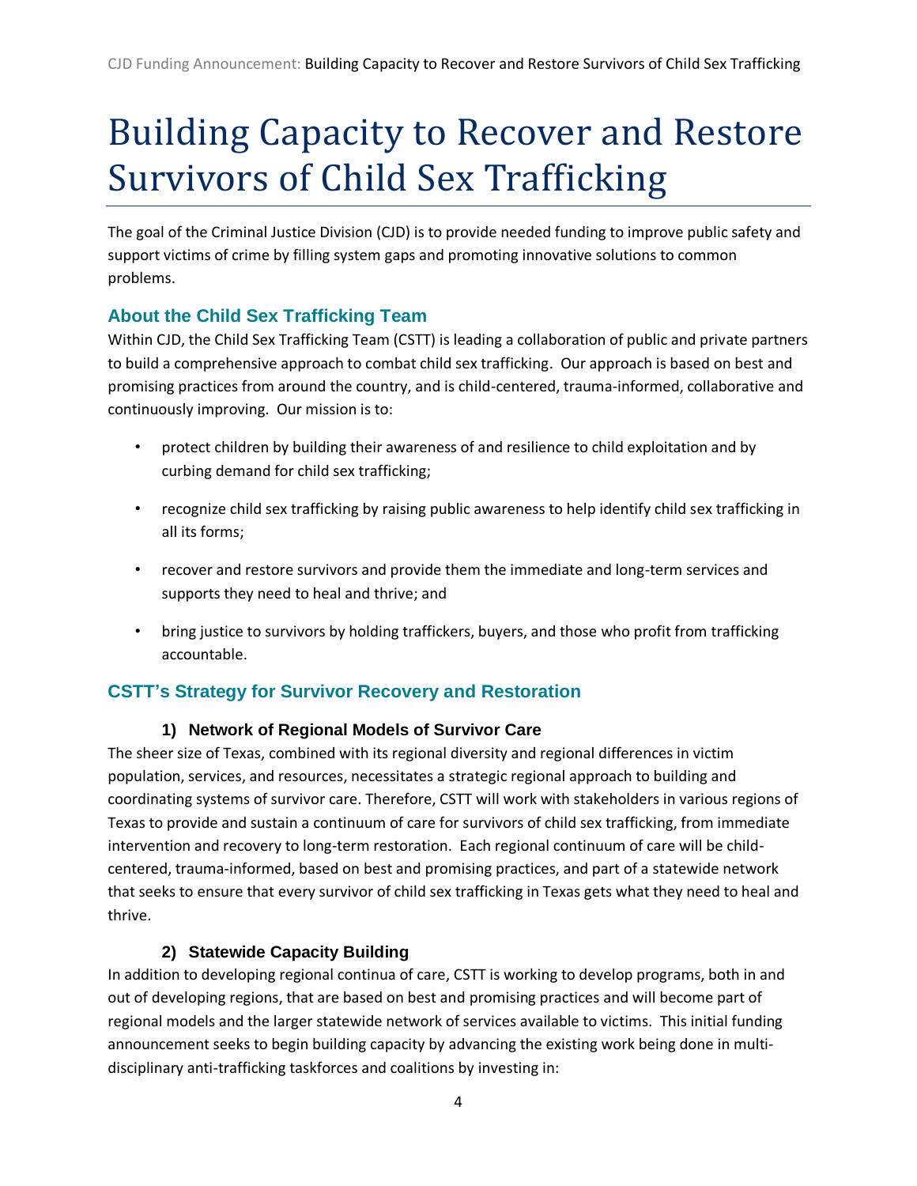# Building Capacity to Recover and Restore Survivors of Child Sex Trafficking

The goal of the Criminal Justice Division (CJD) is to provide needed funding to improve public safety and support victims of crime by filling system gaps and promoting innovative solutions to common problems.

## About the Child Sex Trafficking Team

Within CJD, the Child Sex Trafficking Team (CSTT) is leading a collaboration of public and private partners to build a comprehensive approach to combat child sex trafficking. Our approach is based on best and promising practices from around the country, and is child-centered, trauma-informed, collaborative and continuously improving. Our mission is to:

- protect children by building their awareness of and resilience to child exploitation and by curbing demand for child sex trafficking;
- recognize child sex trafficking by raising public awareness to help identify child sex trafficking in all its forms;
- recover and restore survivors and provide them the immediate and long-term services and supports they need to heal and thrive; and
- bring justice to survivors by holding traffickers, buyers, and those who profit from trafficking accountable.

## CSTT's Strategy for Survivor Recovery and Restoration

### 1) Network of Regional Models of Survivor Care

The sheer size of Texas, combined with its regional diversity and regional differences in victim population, services, and resources, necessitates a strategic regional approach to building and coordinating systems of survivor care. Therefore, CSTT will work with stakeholders in various regions of Texas to provide and sustain a continuum of care for survivors of child sex trafficking, from immediate intervention and recovery to long-term restoration. Each regional continuum of care will be child-centered, trauma-informed, based on best and promising practices, and part of a statewide network that seeks to ensure that every survivor of child sex trafficking in Texas gets what they need to heal and thrive.

### 2) Statewide Capacity Building

In addition to developing regional continua of care, CSTT is working to develop programs, both in and out of developing regions, that are based on best and promising practices and will become part of regional models and the larger statewide network of services available to victims. This initial funding announcement seeks to begin building capacity by advancing the existing work being done in multi-disciplinary anti-trafficking taskforces and coalitions by investing in: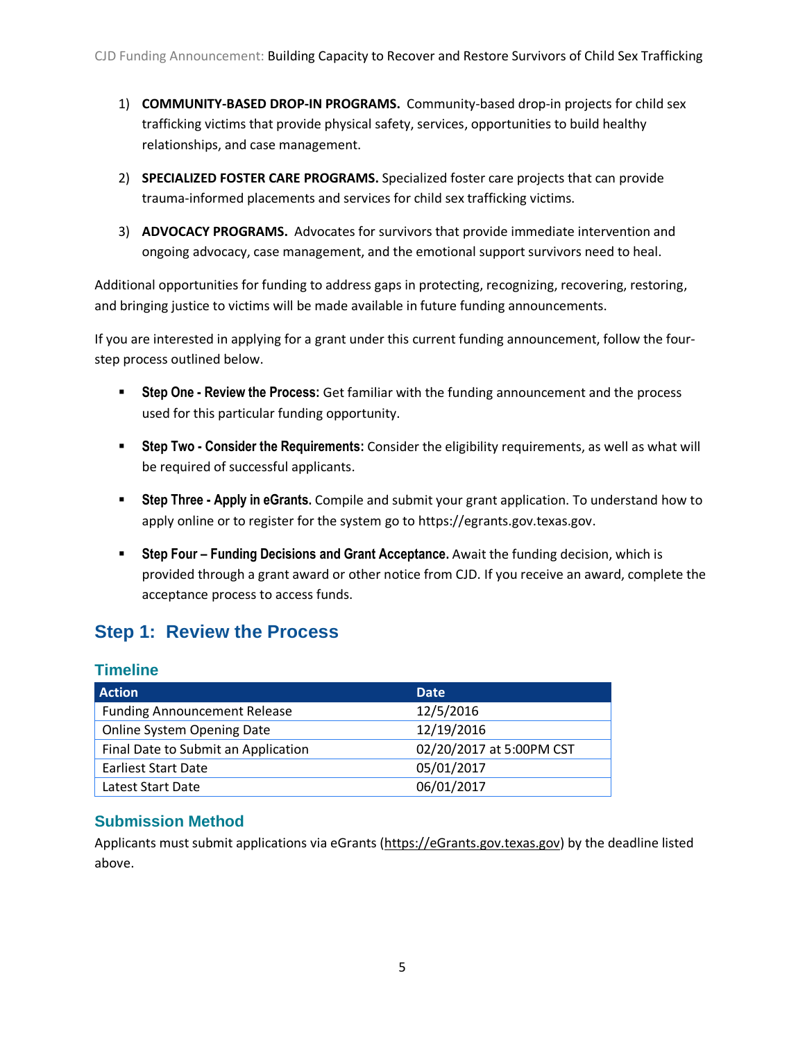1) **COMMUNITY-BASED DROP-IN PROGRAMS.** Community-based drop-in projects for child sex trafficking victims that provide physical safety, services, opportunities to build healthy relationships, and case management.

2) **SPECIALIZED FOSTER CARE PROGRAMS.** Specialized foster care projects that can provide trauma-informed placements and services for child sex trafficking victims.

3) **ADVOCACY PROGRAMS.** Advocates for survivors that provide immediate intervention and ongoing advocacy, case management, and the emotional support survivors need to heal.

Additional opportunities for funding to address gaps in protecting, recognizing, recovering, restoring, and bringing justice to victims will be made available in future funding announcements.

If you are interested in applying for a grant under this current funding announcement, follow the four-step process outlined below.

- **Step One - Review the Process:** Get familiar with the funding announcement and the process used for this particular funding opportunity.
- **Step Two - Consider the Requirements:** Consider the eligibility requirements, as well as what will be required of successful applicants.
- **Step Three - Apply in eGrants.** Compile and submit your grant application. To understand how to apply online or to register for the system go to https://egrants.gov.texas.gov.
- **Step Four – Funding Decisions and Grant Acceptance.** Await the funding decision, which is provided through a grant award or other notice from CJD. If you receive an award, complete the acceptance process to access funds.

## Step 1: Review the Process

### Timeline

| Action | Date |
|---|---|
| Funding Announcement Release | 12/5/2016 |
| Online System Opening Date | 12/19/2016 |
| Final Date to Submit an Application | 02/20/2017 at 5:00PM CST |
| Earliest Start Date | 05/01/2017 |
| Latest Start Date | 06/01/2017 |

### Submission Method

Applicants must submit applications via eGrants (https://eGrants.gov.texas.gov) by the deadline listed above.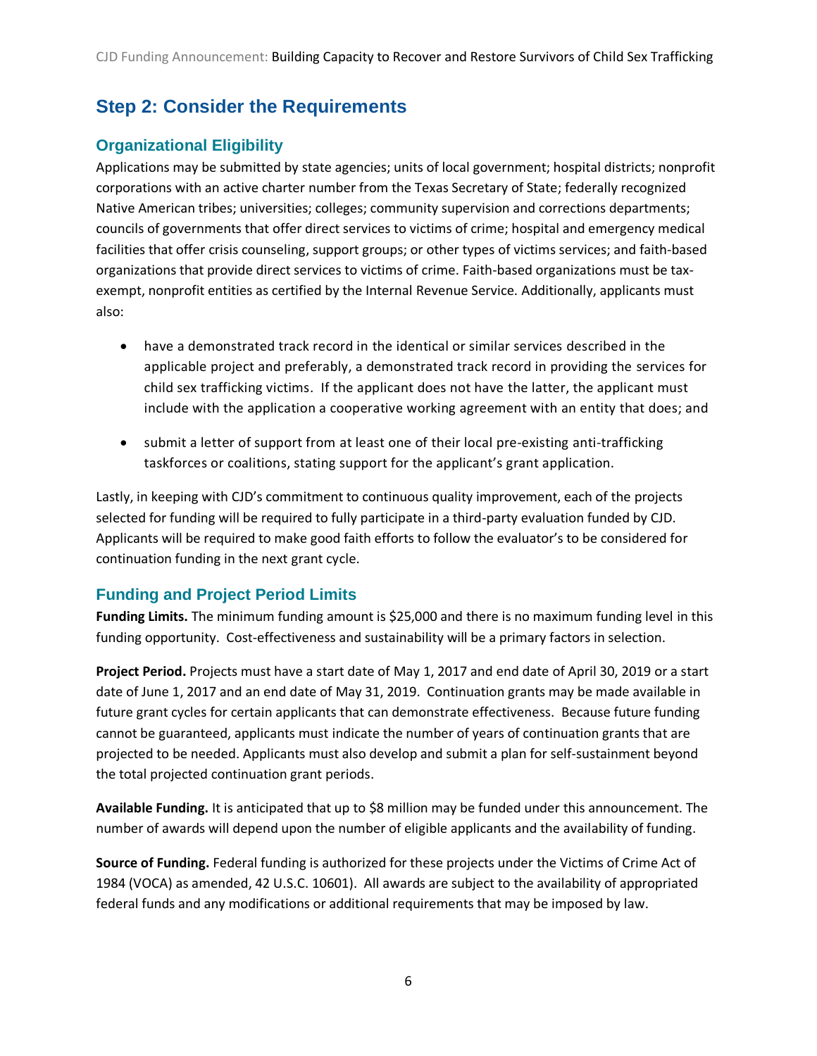## Step 2: Consider the Requirements

### Organizational Eligibility

Applications may be submitted by state agencies; units of local government; hospital districts; nonprofit corporations with an active charter number from the Texas Secretary of State; federally recognized Native American tribes; universities; colleges; community supervision and corrections departments; councils of governments that offer direct services to victims of crime; hospital and emergency medical facilities that offer crisis counseling, support groups; or other types of victims services; and faith-based organizations that provide direct services to victims of crime. Faith-based organizations must be tax-exempt, nonprofit entities as certified by the Internal Revenue Service. Additionally, applicants must also:

- have a demonstrated track record in the identical or similar services described in the applicable project and preferably, a demonstrated track record in providing the services for child sex trafficking victims. If the applicant does not have the latter, the applicant must include with the application a cooperative working agreement with an entity that does; and
- submit a letter of support from at least one of their local pre-existing anti-trafficking taskforces or coalitions, stating support for the applicant's grant application.

Lastly, in keeping with CJD's commitment to continuous quality improvement, each of the projects selected for funding will be required to fully participate in a third-party evaluation funded by CJD. Applicants will be required to make good faith efforts to follow the evaluator's to be considered for continuation funding in the next grant cycle.

### Funding and Project Period Limits

**Funding Limits.** The minimum funding amount is $25,000 and there is no maximum funding level in this funding opportunity. Cost-effectiveness and sustainability will be a primary factors in selection.

**Project Period.** Projects must have a start date of May 1, 2017 and end date of April 30, 2019 or a start date of June 1, 2017 and an end date of May 31, 2019. Continuation grants may be made available in future grant cycles for certain applicants that can demonstrate effectiveness. Because future funding cannot be guaranteed, applicants must indicate the number of years of continuation grants that are projected to be needed. Applicants must also develop and submit a plan for self-sustainment beyond the total projected continuation grant periods.

**Available Funding.** It is anticipated that up to $8 million may be funded under this announcement. The number of awards will depend upon the number of eligible applicants and the availability of funding.

**Source of Funding.** Federal funding is authorized for these projects under the Victims of Crime Act of 1984 (VOCA) as amended, 42 U.S.C. 10601). All awards are subject to the availability of appropriated federal funds and any modifications or additional requirements that may be imposed by law.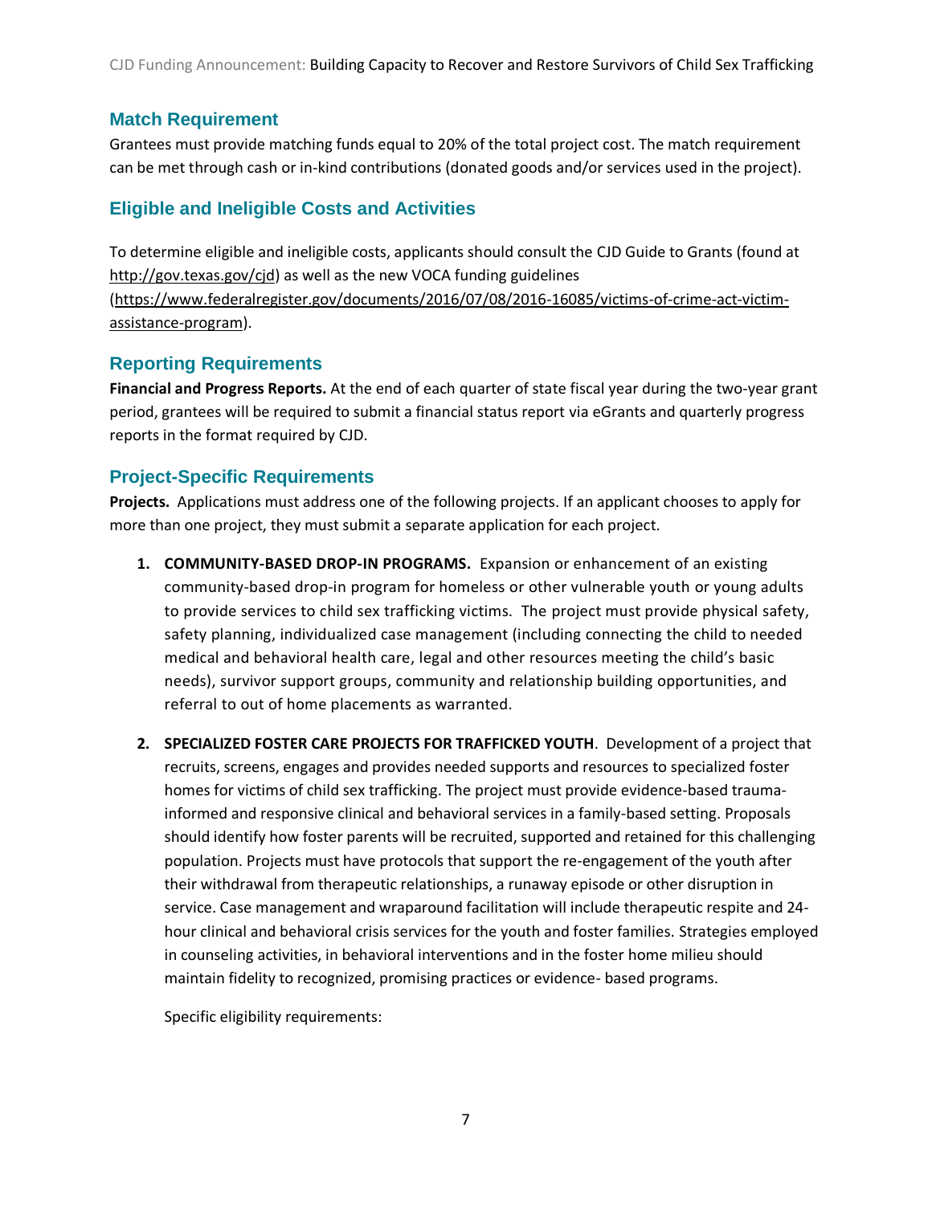## Match Requirement

Grantees must provide matching funds equal to 20% of the total project cost. The match requirement can be met through cash or in-kind contributions (donated goods and/or services used in the project).

## Eligible and Ineligible Costs and Activities

To determine eligible and ineligible costs, applicants should consult the CJD Guide to Grants (found at http://gov.texas.gov/cjd) as well as the new VOCA funding guidelines (https://www.federalregister.gov/documents/2016/07/08/2016-16085/victims-of-crime-act-victim-assistance-program).

## Reporting Requirements

**Financial and Progress Reports.** At the end of each quarter of state fiscal year during the two-year grant period, grantees will be required to submit a financial status report via eGrants and quarterly progress reports in the format required by CJD.

## Project-Specific Requirements

**Projects.** Applications must address one of the following projects. If an applicant chooses to apply for more than one project, they must submit a separate application for each project.

1. **COMMUNITY-BASED DROP-IN PROGRAMS.** Expansion or enhancement of an existing community-based drop-in program for homeless or other vulnerable youth or young adults to provide services to child sex trafficking victims. The project must provide physical safety, safety planning, individualized case management (including connecting the child to needed medical and behavioral health care, legal and other resources meeting the child's basic needs), survivor support groups, community and relationship building opportunities, and referral to out of home placements as warranted.

2. **SPECIALIZED FOSTER CARE PROJECTS FOR TRAFFICKED YOUTH**. Development of a project that recruits, screens, engages and provides needed supports and resources to specialized foster homes for victims of child sex trafficking. The project must provide evidence-based trauma-informed and responsive clinical and behavioral services in a family-based setting. Proposals should identify how foster parents will be recruited, supported and retained for this challenging population. Projects must have protocols that support the re-engagement of the youth after their withdrawal from therapeutic relationships, a runaway episode or other disruption in service. Case management and wraparound facilitation will include therapeutic respite and 24-hour clinical and behavioral crisis services for the youth and foster families. Strategies employed in counseling activities, in behavioral interventions and in the foster home milieu should maintain fidelity to recognized, promising practices or evidence- based programs.

   Specific eligibility requirements: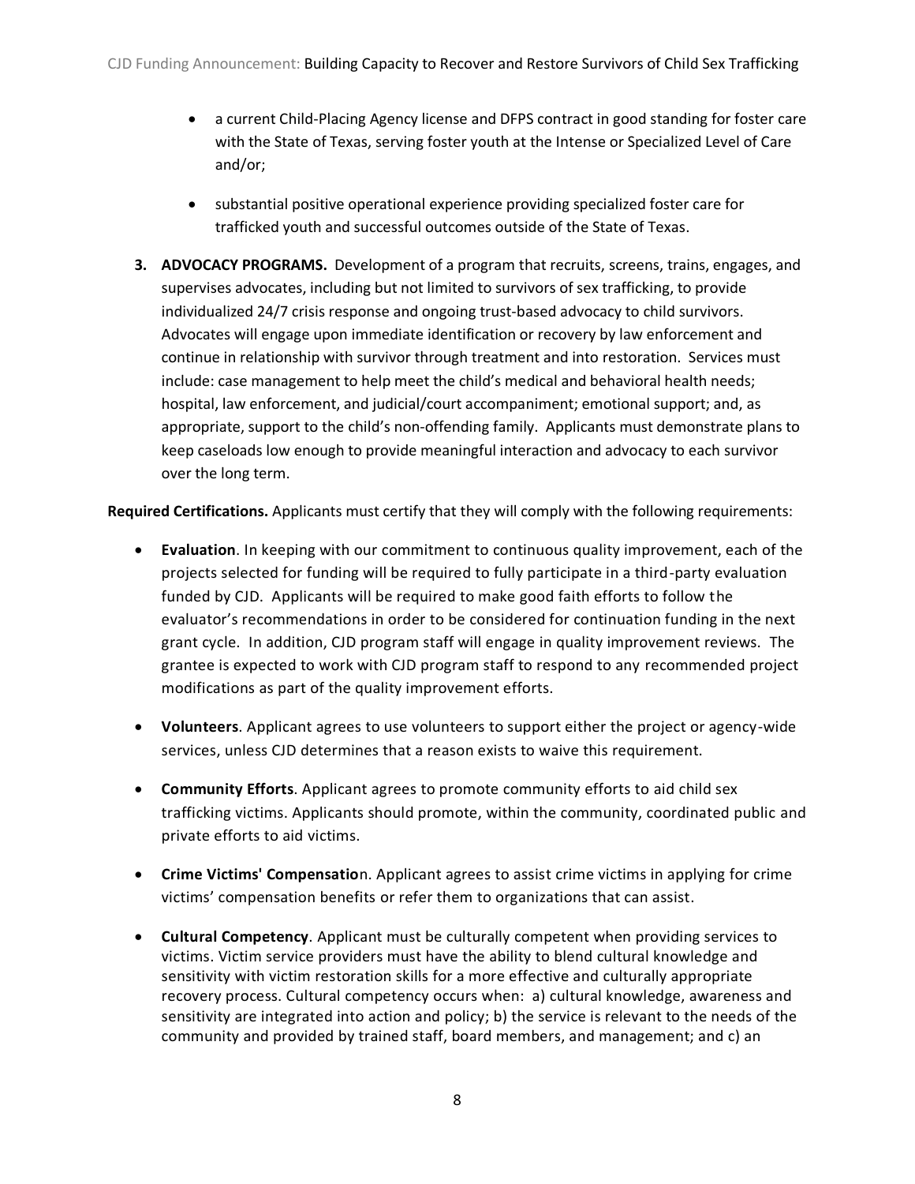- a current Child-Placing Agency license and DFPS contract in good standing for foster care with the State of Texas, serving foster youth at the Intense or Specialized Level of Care and/or;

- substantial positive operational experience providing specialized foster care for trafficked youth and successful outcomes outside of the State of Texas.

3. **ADVOCACY PROGRAMS.** Development of a program that recruits, screens, trains, engages, and supervises advocates, including but not limited to survivors of sex trafficking, to provide individualized 24/7 crisis response and ongoing trust-based advocacy to child survivors. Advocates will engage upon immediate identification or recovery by law enforcement and continue in relationship with survivor through treatment and into restoration. Services must include: case management to help meet the child's medical and behavioral health needs; hospital, law enforcement, and judicial/court accompaniment; emotional support; and, as appropriate, support to the child's non-offending family. Applicants must demonstrate plans to keep caseloads low enough to provide meaningful interaction and advocacy to each survivor over the long term.

**Required Certifications.** Applicants must certify that they will comply with the following requirements:

- **Evaluation**. In keeping with our commitment to continuous quality improvement, each of the projects selected for funding will be required to fully participate in a third-party evaluation funded by CJD. Applicants will be required to make good faith efforts to follow the evaluator's recommendations in order to be considered for continuation funding in the next grant cycle. In addition, CJD program staff will engage in quality improvement reviews. The grantee is expected to work with CJD program staff to respond to any recommended project modifications as part of the quality improvement efforts.

- **Volunteers**. Applicant agrees to use volunteers to support either the project or agency-wide services, unless CJD determines that a reason exists to waive this requirement.

- **Community Efforts**. Applicant agrees to promote community efforts to aid child sex trafficking victims. Applicants should promote, within the community, coordinated public and private efforts to aid victims.

- **Crime Victims' Compensatio**n. Applicant agrees to assist crime victims in applying for crime victims' compensation benefits or refer them to organizations that can assist.

- **Cultural Competency**. Applicant must be culturally competent when providing services to victims. Victim service providers must have the ability to blend cultural knowledge and sensitivity with victim restoration skills for a more effective and culturally appropriate recovery process. Cultural competency occurs when: a) cultural knowledge, awareness and sensitivity are integrated into action and policy; b) the service is relevant to the needs of the community and provided by trained staff, board members, and management; and c) an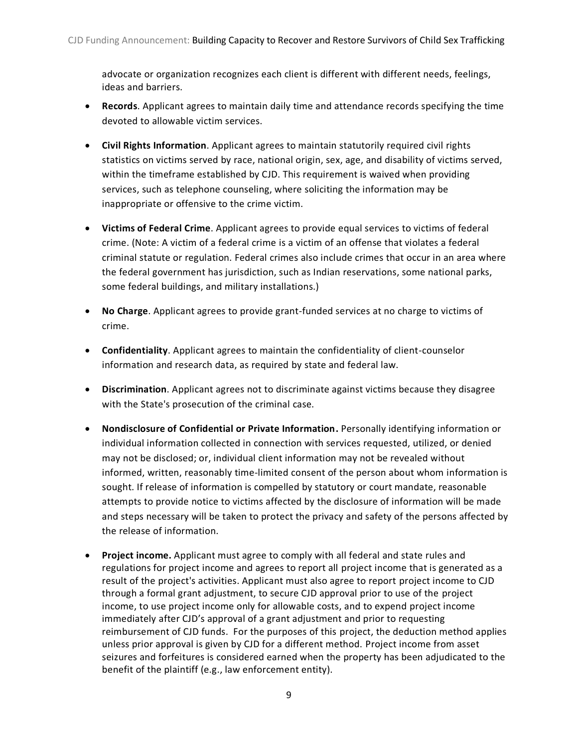advocate or organization recognizes each client is different with different needs, feelings, ideas and barriers.

- **Records**. Applicant agrees to maintain daily time and attendance records specifying the time devoted to allowable victim services.

- **Civil Rights Information**. Applicant agrees to maintain statutorily required civil rights statistics on victims served by race, national origin, sex, age, and disability of victims served, within the timeframe established by CJD. This requirement is waived when providing services, such as telephone counseling, where soliciting the information may be inappropriate or offensive to the crime victim.

- **Victims of Federal Crime**. Applicant agrees to provide equal services to victims of federal crime. (Note: A victim of a federal crime is a victim of an offense that violates a federal criminal statute or regulation. Federal crimes also include crimes that occur in an area where the federal government has jurisdiction, such as Indian reservations, some national parks, some federal buildings, and military installations.)

- **No Charge**. Applicant agrees to provide grant-funded services at no charge to victims of crime.

- **Confidentiality**. Applicant agrees to maintain the confidentiality of client-counselor information and research data, as required by state and federal law.

- **Discrimination**. Applicant agrees not to discriminate against victims because they disagree with the State's prosecution of the criminal case.

- **Nondisclosure of Confidential or Private Information.** Personally identifying information or individual information collected in connection with services requested, utilized, or denied may not be disclosed; or, individual client information may not be revealed without informed, written, reasonably time-limited consent of the person about whom information is sought. If release of information is compelled by statutory or court mandate, reasonable attempts to provide notice to victims affected by the disclosure of information will be made and steps necessary will be taken to protect the privacy and safety of the persons affected by the release of information.

- **Project income.** Applicant must agree to comply with all federal and state rules and regulations for project income and agrees to report all project income that is generated as a result of the project's activities. Applicant must also agree to report project income to CJD through a formal grant adjustment, to secure CJD approval prior to use of the project income, to use project income only for allowable costs, and to expend project income immediately after CJD's approval of a grant adjustment and prior to requesting reimbursement of CJD funds. For the purposes of this project, the deduction method applies unless prior approval is given by CJD for a different method. Project income from asset seizures and forfeitures is considered earned when the property has been adjudicated to the benefit of the plaintiff (e.g., law enforcement entity).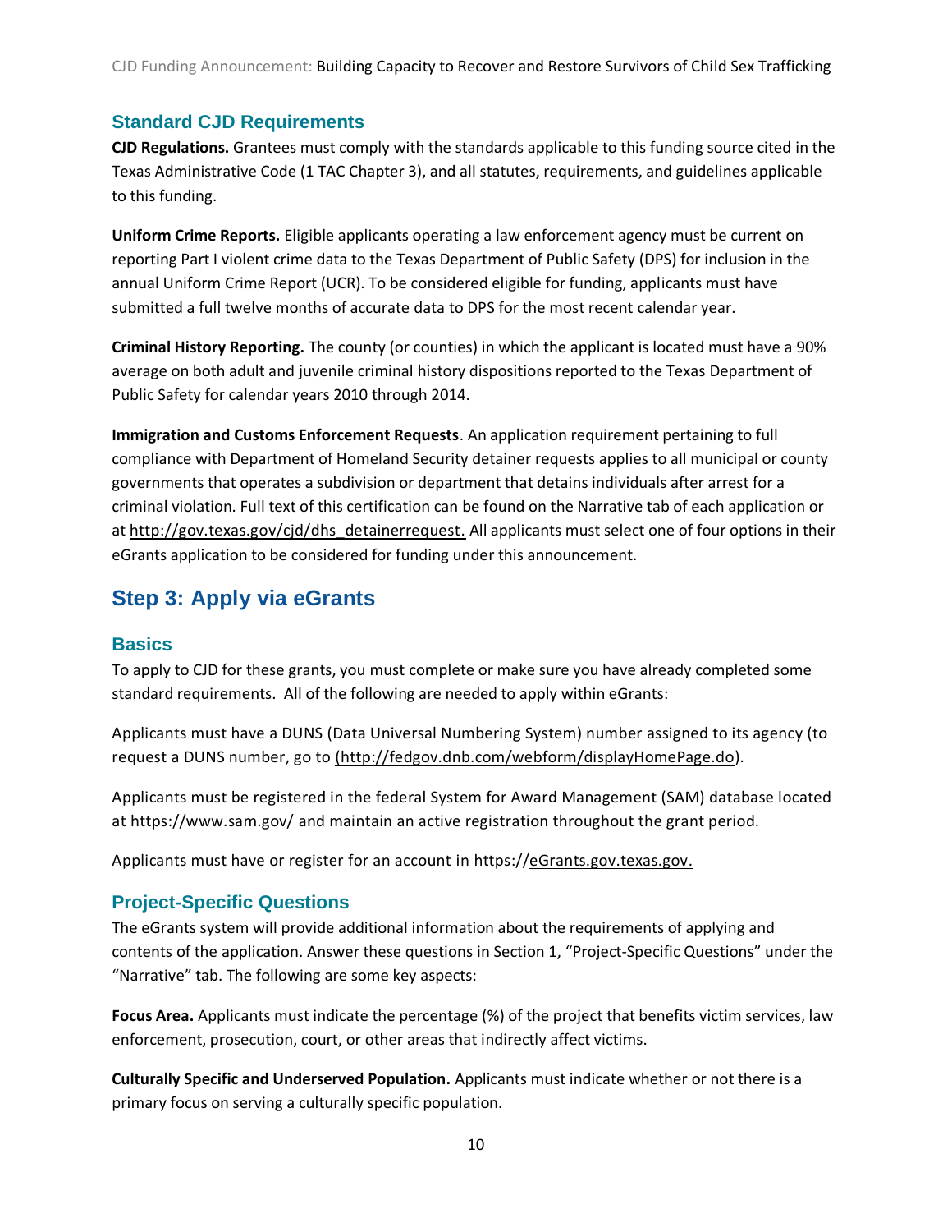## Standard CJD Requirements

**CJD Regulations.** Grantees must comply with the standards applicable to this funding source cited in the Texas Administrative Code (1 TAC Chapter 3), and all statutes, requirements, and guidelines applicable to this funding.

**Uniform Crime Reports.** Eligible applicants operating a law enforcement agency must be current on reporting Part I violent crime data to the Texas Department of Public Safety (DPS) for inclusion in the annual Uniform Crime Report (UCR). To be considered eligible for funding, applicants must have submitted a full twelve months of accurate data to DPS for the most recent calendar year.

**Criminal History Reporting.** The county (or counties) in which the applicant is located must have a 90% average on both adult and juvenile criminal history dispositions reported to the Texas Department of Public Safety for calendar years 2010 through 2014.

**Immigration and Customs Enforcement Requests**. An application requirement pertaining to full compliance with Department of Homeland Security detainer requests applies to all municipal or county governments that operates a subdivision or department that detains individuals after arrest for a criminal violation. Full text of this certification can be found on the Narrative tab of each application or at http://gov.texas.gov/cjd/dhs_detainerrequest. All applicants must select one of four options in their eGrants application to be considered for funding under this announcement.

# Step 3: Apply via eGrants

## Basics

To apply to CJD for these grants, you must complete or make sure you have already completed some standard requirements. All of the following are needed to apply within eGrants:

Applicants must have a DUNS (Data Universal Numbering System) number assigned to its agency (to request a DUNS number, go to (http://fedgov.dnb.com/webform/displayHomePage.do).

Applicants must be registered in the federal System for Award Management (SAM) database located at https://www.sam.gov/ and maintain an active registration throughout the grant period.

Applicants must have or register for an account in https://eGrants.gov.texas.gov.

## Project-Specific Questions

The eGrants system will provide additional information about the requirements of applying and contents of the application. Answer these questions in Section 1, "Project-Specific Questions" under the "Narrative" tab. The following are some key aspects:

**Focus Area.** Applicants must indicate the percentage (%) of the project that benefits victim services, law enforcement, prosecution, court, or other areas that indirectly affect victims.

**Culturally Specific and Underserved Population.** Applicants must indicate whether or not there is a primary focus on serving a culturally specific population.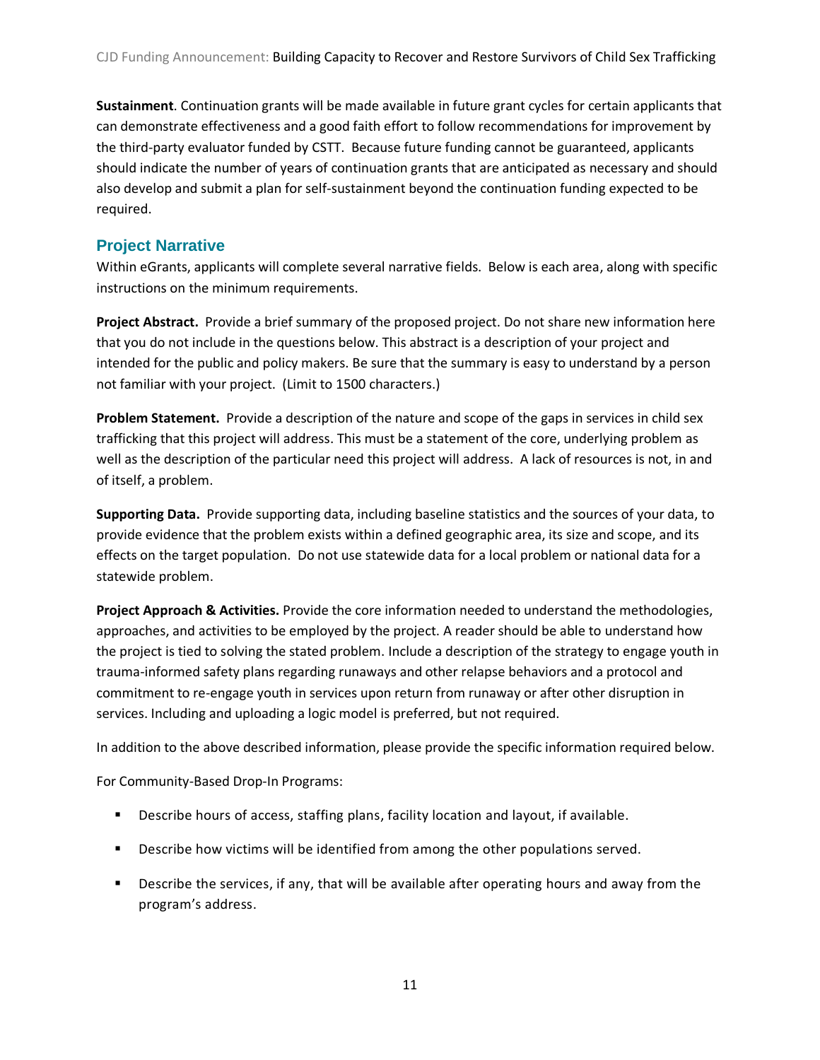**Sustainment**. Continuation grants will be made available in future grant cycles for certain applicants that can demonstrate effectiveness and a good faith effort to follow recommendations for improvement by the third-party evaluator funded by CSTT. Because future funding cannot be guaranteed, applicants should indicate the number of years of continuation grants that are anticipated as necessary and should also develop and submit a plan for self-sustainment beyond the continuation funding expected to be required.

## Project Narrative

Within eGrants, applicants will complete several narrative fields. Below is each area, along with specific instructions on the minimum requirements.

**Project Abstract.** Provide a brief summary of the proposed project. Do not share new information here that you do not include in the questions below. This abstract is a description of your project and intended for the public and policy makers. Be sure that the summary is easy to understand by a person not familiar with your project. (Limit to 1500 characters.)

**Problem Statement.** Provide a description of the nature and scope of the gaps in services in child sex trafficking that this project will address. This must be a statement of the core, underlying problem as well as the description of the particular need this project will address. A lack of resources is not, in and of itself, a problem.

**Supporting Data.** Provide supporting data, including baseline statistics and the sources of your data, to provide evidence that the problem exists within a defined geographic area, its size and scope, and its effects on the target population. Do not use statewide data for a local problem or national data for a statewide problem.

**Project Approach & Activities.** Provide the core information needed to understand the methodologies, approaches, and activities to be employed by the project. A reader should be able to understand how the project is tied to solving the stated problem. Include a description of the strategy to engage youth in trauma-informed safety plans regarding runaways and other relapse behaviors and a protocol and commitment to re-engage youth in services upon return from runaway or after other disruption in services. Including and uploading a logic model is preferred, but not required.

In addition to the above described information, please provide the specific information required below.

For Community-Based Drop-In Programs:

- Describe hours of access, staffing plans, facility location and layout, if available.
- Describe how victims will be identified from among the other populations served.
- Describe the services, if any, that will be available after operating hours and away from the program's address.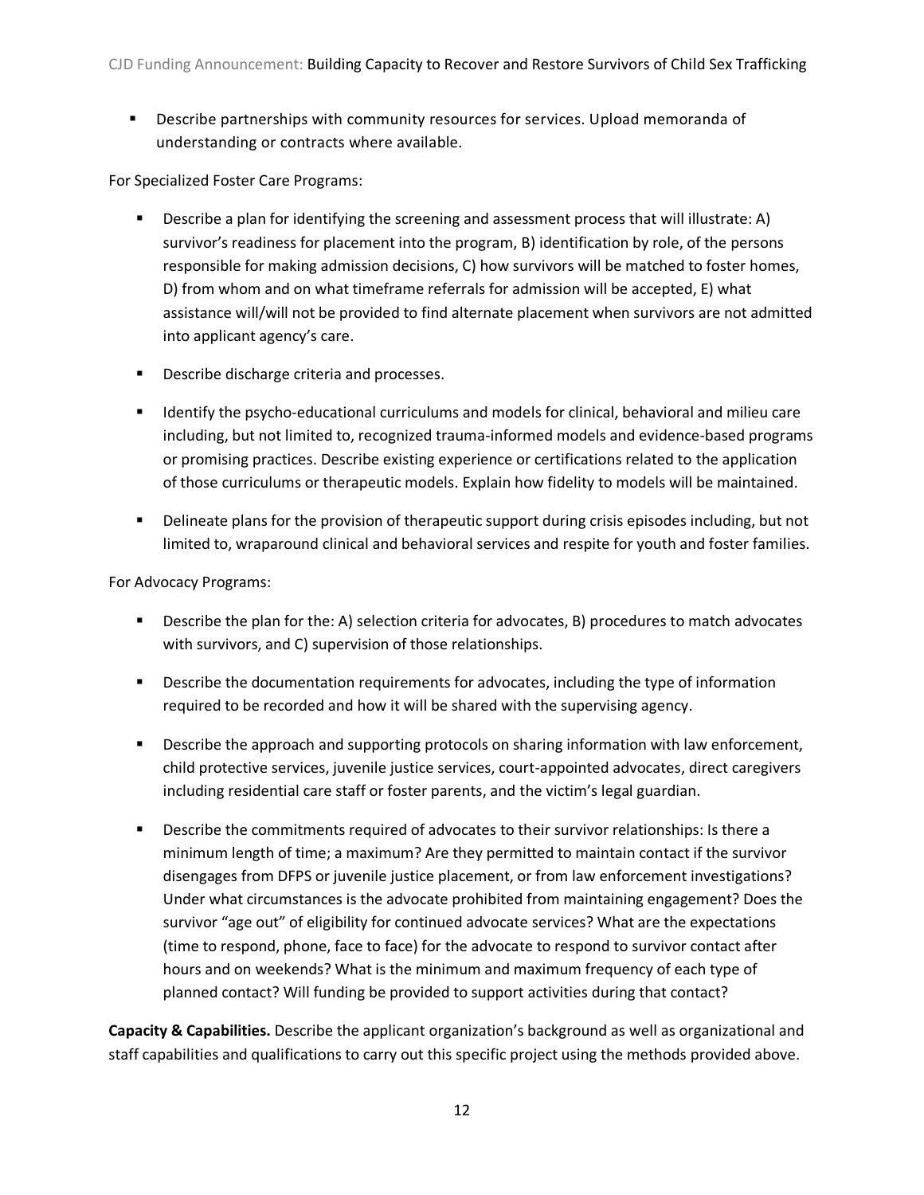- Describe partnerships with community resources for services. Upload memoranda of understanding or contracts where available.

For Specialized Foster Care Programs:

- Describe a plan for identifying the screening and assessment process that will illustrate: A) survivor's readiness for placement into the program, B) identification by role, of the persons responsible for making admission decisions, C) how survivors will be matched to foster homes, D) from whom and on what timeframe referrals for admission will be accepted, E) what assistance will/will not be provided to find alternate placement when survivors are not admitted into applicant agency's care.
- Describe discharge criteria and processes.
- Identify the psycho-educational curriculums and models for clinical, behavioral and milieu care including, but not limited to, recognized trauma-informed models and evidence-based programs or promising practices. Describe existing experience or certifications related to the application of those curriculums or therapeutic models. Explain how fidelity to models will be maintained.
- Delineate plans for the provision of therapeutic support during crisis episodes including, but not limited to, wraparound clinical and behavioral services and respite for youth and foster families.

For Advocacy Programs:

- Describe the plan for the: A) selection criteria for advocates, B) procedures to match advocates with survivors, and C) supervision of those relationships.
- Describe the documentation requirements for advocates, including the type of information required to be recorded and how it will be shared with the supervising agency.
- Describe the approach and supporting protocols on sharing information with law enforcement, child protective services, juvenile justice services, court-appointed advocates, direct caregivers including residential care staff or foster parents, and the victim's legal guardian.
- Describe the commitments required of advocates to their survivor relationships: Is there a minimum length of time; a maximum? Are they permitted to maintain contact if the survivor disengages from DFPS or juvenile justice placement, or from law enforcement investigations? Under what circumstances is the advocate prohibited from maintaining engagement? Does the survivor "age out" of eligibility for continued advocate services? What are the expectations (time to respond, phone, face to face) for the advocate to respond to survivor contact after hours and on weekends? What is the minimum and maximum frequency of each type of planned contact? Will funding be provided to support activities during that contact?

**Capacity & Capabilities.** Describe the applicant organization's background as well as organizational and staff capabilities and qualifications to carry out this specific project using the methods provided above.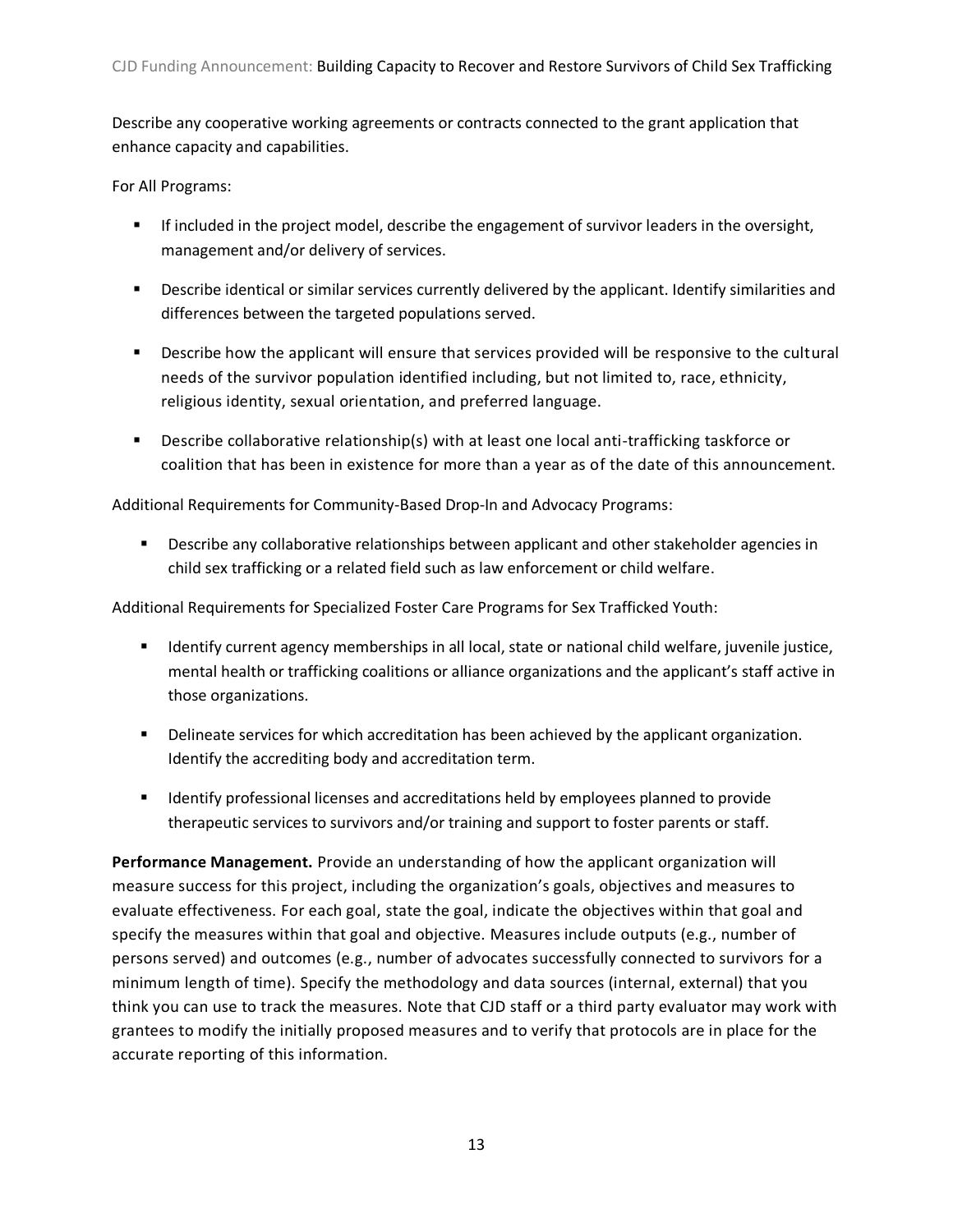Describe any cooperative working agreements or contracts connected to the grant application that enhance capacity and capabilities.

For All Programs:

- If included in the project model, describe the engagement of survivor leaders in the oversight, management and/or delivery of services.
- Describe identical or similar services currently delivered by the applicant. Identify similarities and differences between the targeted populations served.
- Describe how the applicant will ensure that services provided will be responsive to the cultural needs of the survivor population identified including, but not limited to, race, ethnicity, religious identity, sexual orientation, and preferred language.
- Describe collaborative relationship(s) with at least one local anti-trafficking taskforce or coalition that has been in existence for more than a year as of the date of this announcement.

Additional Requirements for Community-Based Drop-In and Advocacy Programs:

- Describe any collaborative relationships between applicant and other stakeholder agencies in child sex trafficking or a related field such as law enforcement or child welfare.

Additional Requirements for Specialized Foster Care Programs for Sex Trafficked Youth:

- Identify current agency memberships in all local, state or national child welfare, juvenile justice, mental health or trafficking coalitions or alliance organizations and the applicant's staff active in those organizations.
- Delineate services for which accreditation has been achieved by the applicant organization. Identify the accrediting body and accreditation term.
- Identify professional licenses and accreditations held by employees planned to provide therapeutic services to survivors and/or training and support to foster parents or staff.

**Performance Management.** Provide an understanding of how the applicant organization will measure success for this project, including the organization's goals, objectives and measures to evaluate effectiveness. For each goal, state the goal, indicate the objectives within that goal and specify the measures within that goal and objective. Measures include outputs (e.g., number of persons served) and outcomes (e.g., number of advocates successfully connected to survivors for a minimum length of time). Specify the methodology and data sources (internal, external) that you think you can use to track the measures. Note that CJD staff or a third party evaluator may work with grantees to modify the initially proposed measures and to verify that protocols are in place for the accurate reporting of this information.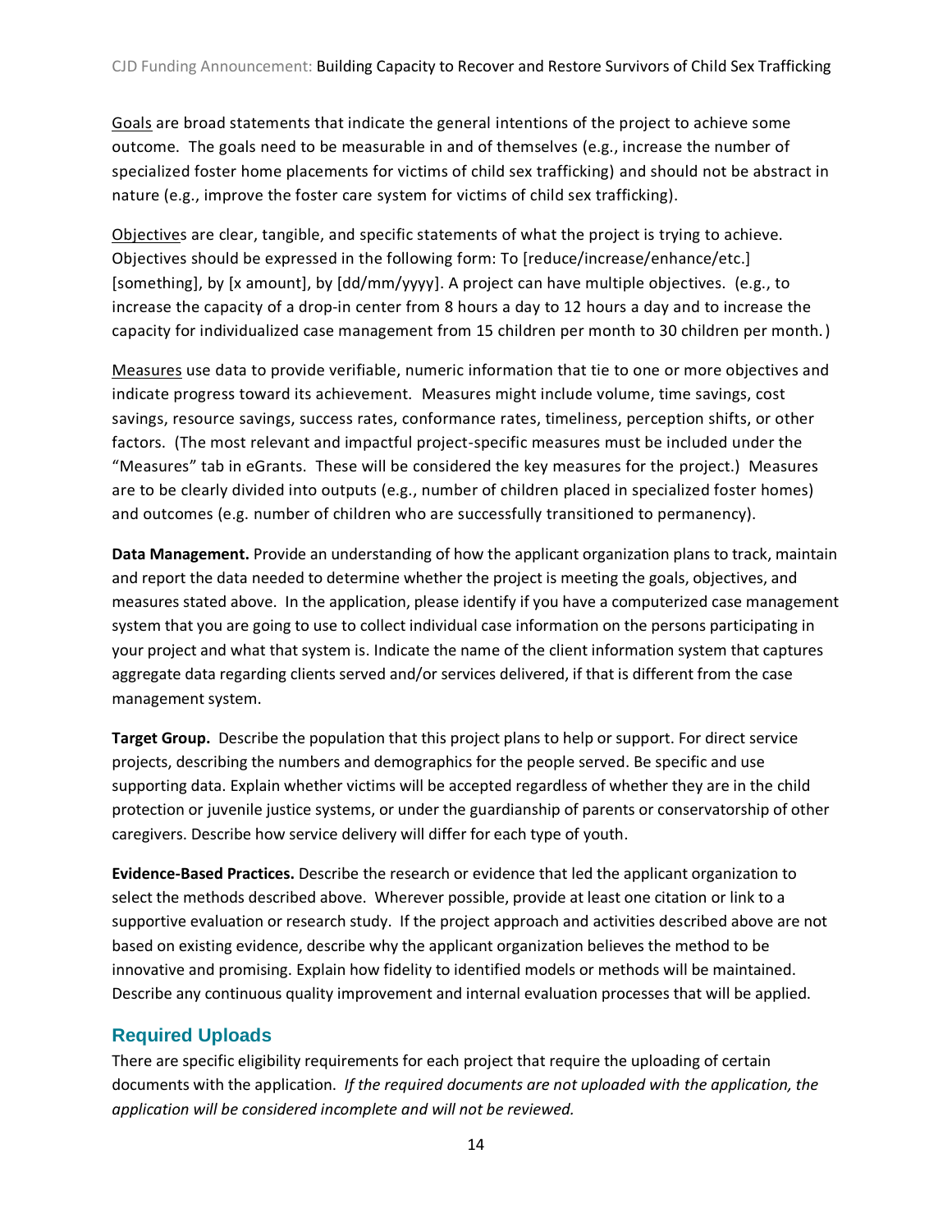Goals are broad statements that indicate the general intentions of the project to achieve some outcome. The goals need to be measurable in and of themselves (e.g., increase the number of specialized foster home placements for victims of child sex trafficking) and should not be abstract in nature (e.g., improve the foster care system for victims of child sex trafficking).

Objectives are clear, tangible, and specific statements of what the project is trying to achieve. Objectives should be expressed in the following form: To [reduce/increase/enhance/etc.] [something], by [x amount], by [dd/mm/yyyy]. A project can have multiple objectives. (e.g., to increase the capacity of a drop-in center from 8 hours a day to 12 hours a day and to increase the capacity for individualized case management from 15 children per month to 30 children per month.)

Measures use data to provide verifiable, numeric information that tie to one or more objectives and indicate progress toward its achievement. Measures might include volume, time savings, cost savings, resource savings, success rates, conformance rates, timeliness, perception shifts, or other factors. (The most relevant and impactful project-specific measures must be included under the "Measures" tab in eGrants. These will be considered the key measures for the project.) Measures are to be clearly divided into outputs (e.g., number of children placed in specialized foster homes) and outcomes (e.g. number of children who are successfully transitioned to permanency).

**Data Management.** Provide an understanding of how the applicant organization plans to track, maintain and report the data needed to determine whether the project is meeting the goals, objectives, and measures stated above. In the application, please identify if you have a computerized case management system that you are going to use to collect individual case information on the persons participating in your project and what that system is. Indicate the name of the client information system that captures aggregate data regarding clients served and/or services delivered, if that is different from the case management system.

**Target Group.** Describe the population that this project plans to help or support. For direct service projects, describing the numbers and demographics for the people served. Be specific and use supporting data. Explain whether victims will be accepted regardless of whether they are in the child protection or juvenile justice systems, or under the guardianship of parents or conservatorship of other caregivers. Describe how service delivery will differ for each type of youth.

**Evidence-Based Practices.** Describe the research or evidence that led the applicant organization to select the methods described above. Wherever possible, provide at least one citation or link to a supportive evaluation or research study. If the project approach and activities described above are not based on existing evidence, describe why the applicant organization believes the method to be innovative and promising. Explain how fidelity to identified models or methods will be maintained. Describe any continuous quality improvement and internal evaluation processes that will be applied.

## Required Uploads

There are specific eligibility requirements for each project that require the uploading of certain documents with the application. *If the required documents are not uploaded with the application, the application will be considered incomplete and will not be reviewed.*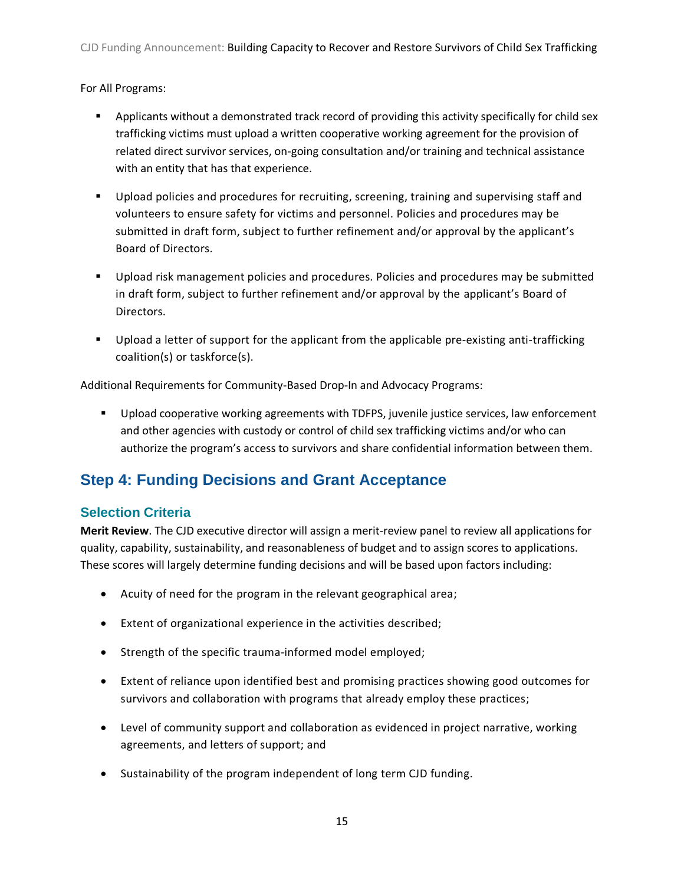For All Programs:

- Applicants without a demonstrated track record of providing this activity specifically for child sex trafficking victims must upload a written cooperative working agreement for the provision of related direct survivor services, on-going consultation and/or training and technical assistance with an entity that has that experience.
- Upload policies and procedures for recruiting, screening, training and supervising staff and volunteers to ensure safety for victims and personnel. Policies and procedures may be submitted in draft form, subject to further refinement and/or approval by the applicant's Board of Directors.
- Upload risk management policies and procedures. Policies and procedures may be submitted in draft form, subject to further refinement and/or approval by the applicant's Board of Directors.
- Upload a letter of support for the applicant from the applicable pre-existing anti-trafficking coalition(s) or taskforce(s).

Additional Requirements for Community-Based Drop-In and Advocacy Programs:

- Upload cooperative working agreements with TDFPS, juvenile justice services, law enforcement and other agencies with custody or control of child sex trafficking victims and/or who can authorize the program's access to survivors and share confidential information between them.

## Step 4: Funding Decisions and Grant Acceptance

### Selection Criteria

**Merit Review**. The CJD executive director will assign a merit-review panel to review all applications for quality, capability, sustainability, and reasonableness of budget and to assign scores to applications. These scores will largely determine funding decisions and will be based upon factors including:

- Acuity of need for the program in the relevant geographical area;
- Extent of organizational experience in the activities described;
- Strength of the specific trauma-informed model employed;
- Extent of reliance upon identified best and promising practices showing good outcomes for survivors and collaboration with programs that already employ these practices;
- Level of community support and collaboration as evidenced in project narrative, working agreements, and letters of support; and
- Sustainability of the program independent of long term CJD funding.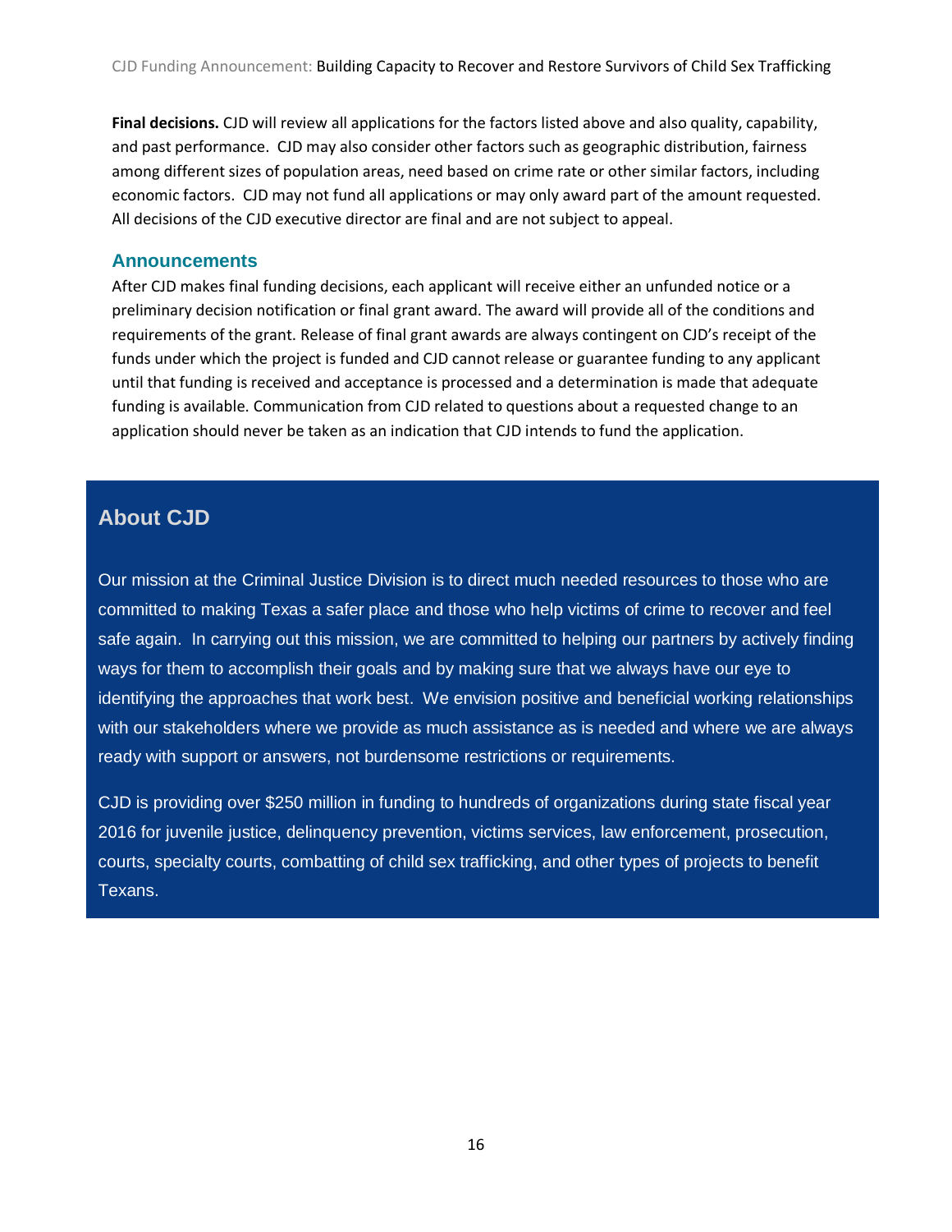**Final decisions.** CJD will review all applications for the factors listed above and also quality, capability, and past performance. CJD may also consider other factors such as geographic distribution, fairness among different sizes of population areas, need based on crime rate or other similar factors, including economic factors. CJD may not fund all applications or may only award part of the amount requested. All decisions of the CJD executive director are final and are not subject to appeal.

## Announcements

After CJD makes final funding decisions, each applicant will receive either an unfunded notice or a preliminary decision notification or final grant award. The award will provide all of the conditions and requirements of the grant. Release of final grant awards are always contingent on CJD's receipt of the funds under which the project is funded and CJD cannot release or guarantee funding to any applicant until that funding is received and acceptance is processed and a determination is made that adequate funding is available. Communication from CJD related to questions about a requested change to an application should never be taken as an indication that CJD intends to fund the application.

## About CJD

Our mission at the Criminal Justice Division is to direct much needed resources to those who are committed to making Texas a safer place and those who help victims of crime to recover and feel safe again. In carrying out this mission, we are committed to helping our partners by actively finding ways for them to accomplish their goals and by making sure that we always have our eye to identifying the approaches that work best. We envision positive and beneficial working relationships with our stakeholders where we provide as much assistance as is needed and where we are always ready with support or answers, not burdensome restrictions or requirements.

CJD is providing over $250 million in funding to hundreds of organizations during state fiscal year 2016 for juvenile justice, delinquency prevention, victims services, law enforcement, prosecution, courts, specialty courts, combatting of child sex trafficking, and other types of projects to benefit Texans.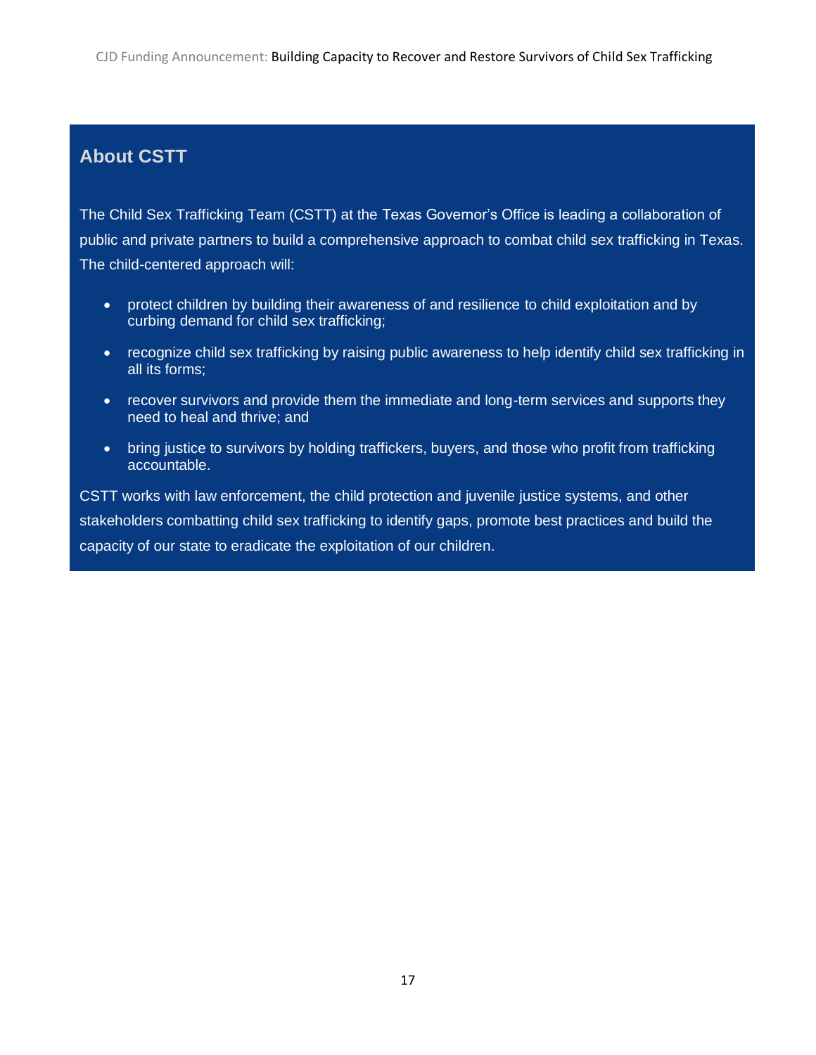## About CSTT

The Child Sex Trafficking Team (CSTT) at the Texas Governor's Office is leading a collaboration of public and private partners to build a comprehensive approach to combat child sex trafficking in Texas. The child-centered approach will:

- protect children by building their awareness of and resilience to child exploitation and by curbing demand for child sex trafficking;
- recognize child sex trafficking by raising public awareness to help identify child sex trafficking in all its forms;
- recover survivors and provide them the immediate and long-term services and supports they need to heal and thrive; and
- bring justice to survivors by holding traffickers, buyers, and those who profit from trafficking accountable.

CSTT works with law enforcement, the child protection and juvenile justice systems, and other stakeholders combatting child sex trafficking to identify gaps, promote best practices and build the capacity of our state to eradicate the exploitation of our children.